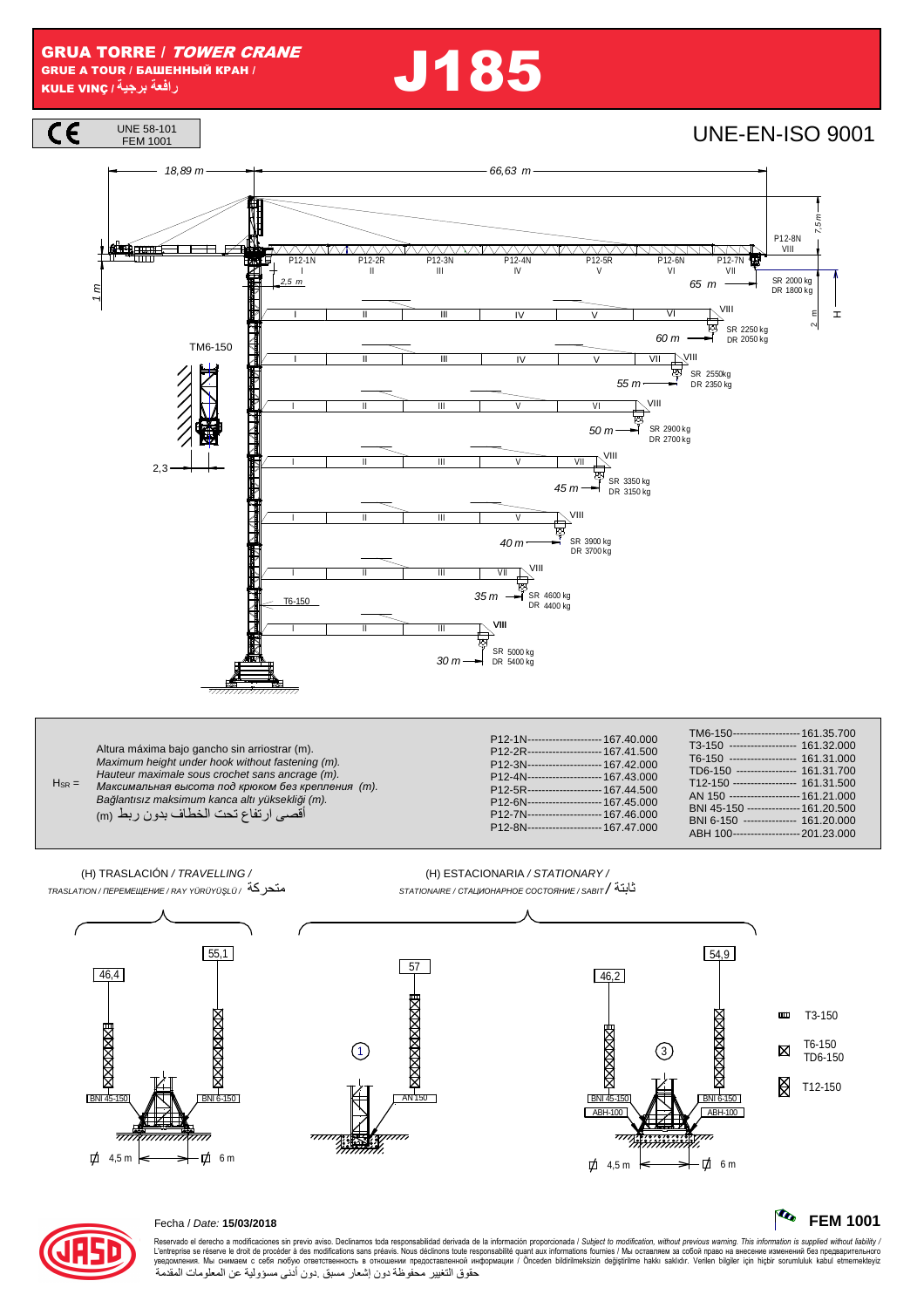# GRUA TORRE / *TOWER CRANE*

**GRUE A TOUR / БАШЕННЫЙ КРАН / KULE VINÇ / رافعة برجية**

# J185

CE — UNE 58-101, FEM 1001

UNE-EN-ISO 9001

18,89 m — 66,63 m

P12-1N I, P12-2R II, P12-3N III, P12-4N IV, P12-5R V, P12-6N VI, P12-7N VII, P12-8N VIII

7,5 m — 2,5 m — 1 m — 2 m — H

TM6-150 — 2,3 — T6-150

| Radio | SR | DR |
|---|---|---|
| 65 m | 2000 kg | 1800 kg |
| 60 m | 2250 kg | 2050 kg |
| 55 m | 2550 kg | 2350 kg |
| 50 m | 2900 kg | 2700 kg |
| 45 m | 3350 kg | 3150 kg |
| 40 m | 3900 kg | 3700 kg |
| 35 m | 4600 kg | 4400 kg |
| 30 m | 5000 kg | 5400 kg |

$H_{SR}$ =

Altura máxima bajo gancho sin arriostrar (m).
*Maximum height under hook without fastening (m).*
*Hauteur maximale sous crochet sans ancrage (m).*
*Максимальная высота под крюком без крепления (m).*
*Bağlantısız maksimum kanca altı yüksekliği (m).*
أقصى ارتفاع تحت الخطاف بدون ربط (m)

| | |
|---|---|
| P12-1N | 167.40.000 |
| P12-2R | 167.41.500 |
| P12-3N | 167.42.000 |
| P12-4N | 167.43.000 |
| P12-5R | 167.44.500 |
| P12-6N | 167.45.000 |
| P12-7N | 167.46.000 |
| P12-8N | 167.47.000 |

| | |
|---|---|
| TM6-150 | 161.35.700 |
| T3-150 | 161.32.000 |
| T6-150 | 161.31.000 |
| TD6-150 | 161.31.700 |
| T12-150 | 161.31.500 |
| AN 150 | 161.21.000 |
| BNI 45-150 | 161.20.500 |
| BNI 6-150 | 161.20.000 |
| ABH 100 | 201.23.000 |

(H) TRASLACIÓN / *TRAVELLING / TRASLATION / ПЕРЕМЕЩЕНИЕ / RAY YÜRÜYÜŞLÜ /* متحركة

46,4 — 55,1 — BNI 45-150 — BNI 6-150 — ⌀ 4,5 m — ⌀ 6 m

(H) ESTACIONARIA / *STATIONARY / STATIONAIRE / СТАЦИОНАРНОЕ СОСТОЯНИЕ / SABIT /* ثابتة

① 57 — AN 150

③ 46,2 — 54,9 — BNI 45-150 — BNI 6-150 — ABH-100 — ABH-100 — ⌀ 4,5 m — ⌀ 6 m

T3-150
T6-150 / TD6-150
T12-150

Fecha / *Date:* **15/03/2018**

**FEM 1001**

Reservado el derecho a modificaciones sin previo aviso. Declinamos toda responsabilidad derivada de la información proporcionada / *Subject to modification, without previous warning. This information is supplied without liability /* L'entreprise se réserve le droit de procéder à des modifications sans préavis. Nous déclinons toute responsabilité quant aux informations fournies / Мы оставляем за собой право на внесение изменений без предварительного уведомления. Мы снимаем с себя любую ответственность в отношении предоставленной информации / Önceden bildirilmeksizin değiştirilme hakkı saklıdır. Verilen bilgiler için hiçbir sorumluluk kabul etmemekteyiz
حقوق التغيير محفوظة دون إشعار مسبق .دون أدنى مسؤولية عن المعلومات المقدمة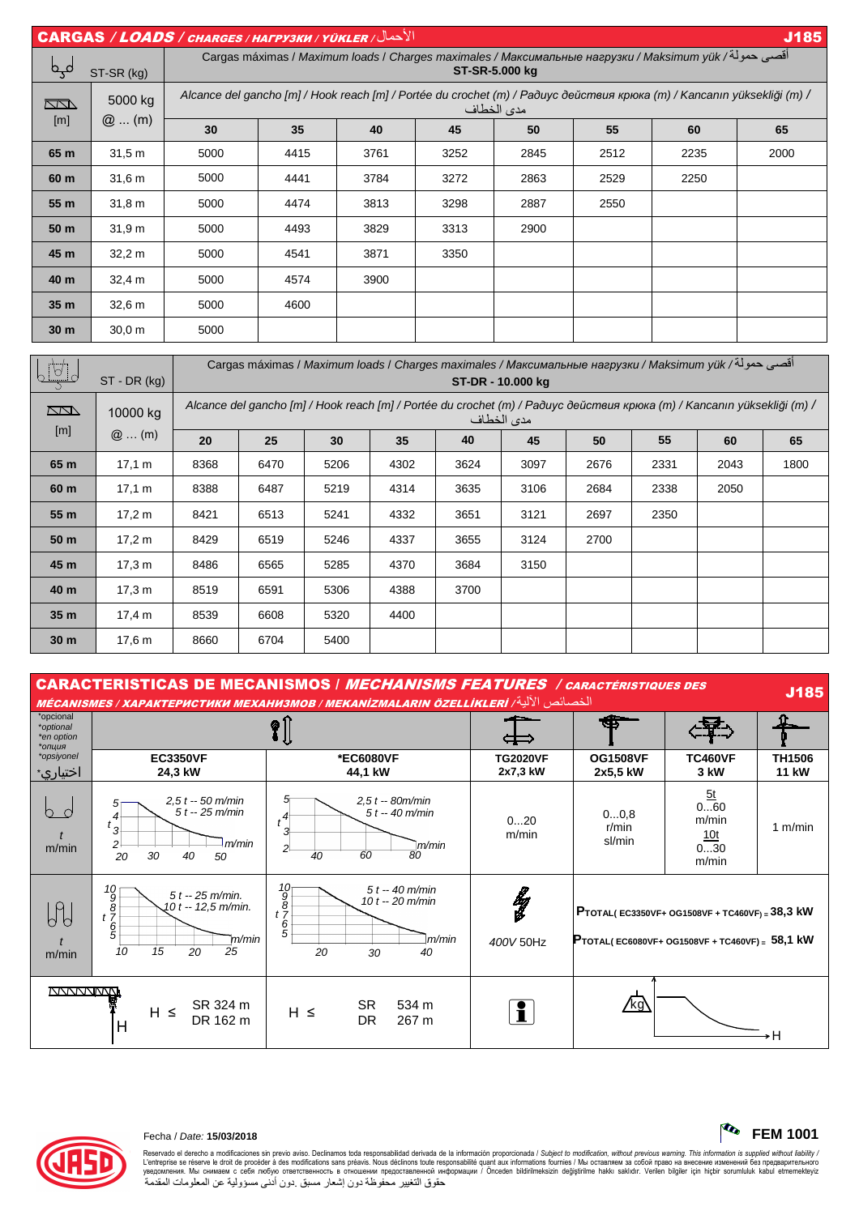## CARGAS / *LOADS* / *CHARGES* / *НАГРУЗКИ* / *YÜKLER* / الأحمال — J185

| ST-SR (kg) | | Cargas máximas / *Maximum loads* / *Charges maximales* / *Максимальные нагрузки* / *Maksimum yük* / أقصى حمولة — ST-SR-5.000 kg | | | | | | | |
|---|---|---|---|---|---|---|---|---|---|
| [m] | 5000 kg @ ... (m) | Alcance del gancho [m] / *Hook reach [m]* / *Portée du crochet (m)* / *Радиус действия крюка (m)* / *Kancanın yüksekliği (m)* / مدى الخطاف | | | | | | | |
| | | 30 | 35 | 40 | 45 | 50 | 55 | 60 | 65 |
| 65 m | 31,5 m | 5000 | 4415 | 3761 | 3252 | 2845 | 2512 | 2235 | 2000 |
| 60 m | 31,6 m | 5000 | 4441 | 3784 | 3272 | 2863 | 2529 | 2250 | |
| 55 m | 31,8 m | 5000 | 4474 | 3813 | 3298 | 2887 | 2550 | | |
| 50 m | 31,9 m | 5000 | 4493 | 3829 | 3313 | 2900 | | | |
| 45 m | 32,2 m | 5000 | 4541 | 3871 | 3350 | | | | |
| 40 m | 32,4 m | 5000 | 4574 | 3900 | | | | | |
| 35 m | 32,6 m | 5000 | 4600 | | | | | | |
| 30 m | 30,0 m | 5000 | | | | | | | |

| ST - DR (kg) | | Cargas máximas / *Maximum loads* / *Charges maximales* / *Максимальные нагрузки* / *Maksimum yük* / أقصى حمولة — ST-DR - 10.000 kg | | | | | | | | | |
|---|---|---|---|---|---|---|---|---|---|---|---|
| [m] | 10000 kg @ ... (m) | Alcance del gancho [m] / *Hook reach [m]* / *Portée du crochet (m)* / *Радиус действия крюка (m)* / *Kancanın yüksekliği (m)* / مدى الخطاف | | | | | | | | | |
| | | 20 | 25 | 30 | 35 | 40 | 45 | 50 | 55 | 60 | 65 |
| 65 m | 17,1 m | 8368 | 6470 | 5206 | 4302 | 3624 | 3097 | 2676 | 2331 | 2043 | 1800 |
| 60 m | 17,1 m | 8388 | 6487 | 5219 | 4314 | 3635 | 3106 | 2684 | 2338 | 2050 | |
| 55 m | 17,2 m | 8421 | 6513 | 5241 | 4332 | 3651 | 3121 | 2697 | 2350 | | |
| 50 m | 17,2 m | 8429 | 6519 | 5246 | 4337 | 3655 | 3124 | 2700 | | | |
| 45 m | 17,3 m | 8486 | 6565 | 5285 | 4370 | 3684 | 3150 | | | | |
| 40 m | 17,3 m | 8519 | 6591 | 5306 | 4388 | 3700 | | | | | |
| 35 m | 17,4 m | 8539 | 6608 | 5320 | 4400 | | | | | | |
| 30 m | 17,6 m | 8660 | 6704 | 5400 | | | | | | | |

## CARACTERISTICAS DE MECANISMOS / *MECHANISMS FEATURES* / *CARACTÉRISTIQUES DES MÉCANISMES* / *ХАРАКТЕРИСТИКИ МЕХАНИЗМОВ* / *MEKANİZMALARIN ÖZELLİKLERİ* / الخصائص الآلية — J185

| *opcional *optional *en option *опция *opsiyonel اختياري* | EC3350VF 24,3 kW | *EC6080VF 44,1 kW | TG2020VF 2x7,3 kW | OG1508VF 2x5,5 kW | TC460VF 3 kW | TH1506 11 kW |
|---|---|---|---|---|---|---|
| t m/min | 2,5 t -- 50 m/min; 5 t -- 25 m/min | 2,5 t -- 80m/min; 5 t -- 40 m/min | 0...20 m/min | 0...0,8 r/min sl/min | 5t 0...60 m/min; 10t 0...30 m/min | 1 m/min |
| t m/min | 5 t -- 25 m/min.; 10 t -- 12,5 m/min. | 5 t -- 40 m/min; 10 t -- 20 m/min | 400V 50Hz | $P_{TOTAL(EC3350VF+OG1508VF+TC460VF)}$ = 38,3 kW; $P_{TOTAL(EC6080VF+OG1508VF+TC460VF)}$ = 58,1 kW | | |
| H | H ≤ SR 324 m, DR 162 m | H ≤ SR 534 m, DR 267 m | | | | |

Fecha / *Date:* **15/03/2018**

**FEM 1001**

Reservado el derecho a modificaciones sin previo aviso. Declinamos toda responsabilidad derivada de la información proporcionada / *Subject to modification, without previous warning. This information is supplied without liability* / L'entreprise se réserve le droit de procéder à des modifications sans préavis. Nous déclinons toute responsabilité quant aux informations fournies / Мы оставляем за собой право на внесение изменений без предварительного уведомления. Мы снимаем с себя любую ответственность в отношении предоставленной информации / Önceden bildirilmeksizin değiştirilme hakkı saklıdır. Verilen bilgiler için hiçbir sorumluluk kabul etmemekteyiz
حقوق التغيير محفوظة دون إشعار مسبق .دون أدنى مسؤولية عن المعلومات المقدمة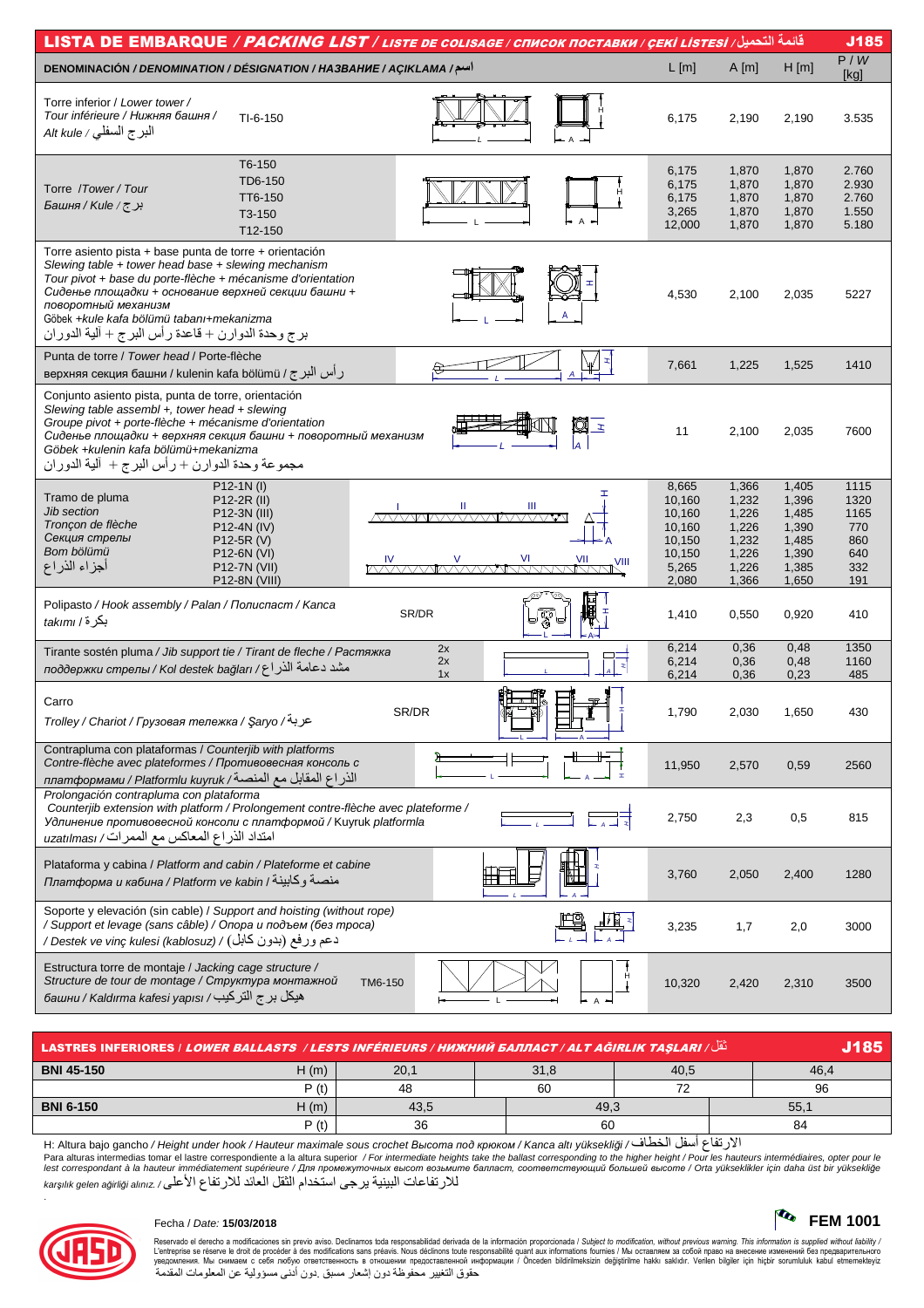# LISTA DE EMBARQUE / *PACKING LIST* / *LISTE DE COLISAGE* / *СПИСОК ПОСТАВКИ* / *ÇEKİ LİSTESİ* / قائمة التحميل — J185

| DENOMINACIÓN / *DENOMINATION* / *DÉSIGNATION* / *НАЗВАНИЕ* / *AÇIKLAMA* / اسم | | L [m] | A [m] | H [m] | P / W [kg] |
|---|---|---|---|---|---|
| Torre inferior / *Lower tower* / *Tour inférieure* / *Нижняя башня* / *Alt kule* / البرج السفلي | TI-6-150 | 6,175 | 2,190 | 2,190 | 3.535 |
| Torre / *Tower* / *Tour* / *Башня* / *Kule* / برج | T6-150 | 6,175 | 1,870 | 1,870 | 2.760 |
| | TD6-150 | 6,175 | 1,870 | 1,870 | 2.930 |
| | TT6-150 | 6,175 | 1,870 | 1,870 | 2.760 |
| | T3-150 | 3,265 | 1,870 | 1,870 | 1.550 |
| | T12-150 | 12,000 | 1,870 | 1,870 | 5.180 |
| Torre asiento pista + base punta de torre + orientación / *Slewing table + tower head base + slewing mechanism* / *Tour pivot + base du porte-flèche + mécanisme d'orientation* / *Сиденье площадки + основание верхней секции башни + поворотный механизм* / Göbek +kule kafa bölümü tabanı+mekanizma / برج وحدة الدوارن + قاعدة رأس البرج + آلية الدوران | | 4,530 | 2,100 | 2,035 | 5227 |
| Punta de torre / *Tower head* / Porte-flèche / верхняя секция башни / kulenin kafa bölümü / رأس البرج | | 7,661 | 1,225 | 1,525 | 1410 |
| Conjunto asiento pista, punta de torre, orientación / *Slewing table assembl +, tower head + slewing* / *Groupe pivot + porte-flèche + mécanisme d'orientation* / *Сиденье площадки + верхняя секция башни + поворотный механизм* / Göbek +kulenin kafa bölümü+mekanizma / مجموعة وحدة الدوارن + رأس البرج + آلية الدوران | | 11 | 2,100 | 2,035 | 7600 |
| Tramo de pluma / *Jib section* / *Tronçon de flèche* / *Секция стрелы* / *Bom bölümü* / أجزاء الذراع | P12-1N (I) | 8,665 | 1,366 | 1,405 | 1115 |
| | P12-2R (II) | 10,160 | 1,232 | 1,396 | 1320 |
| | P12-3N (III) | 10,160 | 1,226 | 1,485 | 1165 |
| | P12-4N (IV) | 10,160 | 1,226 | 1,390 | 770 |
| | P12-5R (V) | 10,150 | 1,232 | 1,485 | 860 |
| | P12-6N (VI) | 10,150 | 1,226 | 1,390 | 640 |
| | P12-7N (VII) | 5,265 | 1,226 | 1,385 | 332 |
| | P12-8N (VIII) | 2,080 | 1,366 | 1,650 | 191 |
| Polipasto / *Hook assembly* / *Palan* / *Полиспаст* / *Kanca takımı* / بكرة | SR/DR | 1,410 | 0,550 | 0,920 | 410 |
| Tirante sostén pluma / *Jib support tie* / *Tirant de fleche* / *Растяжка поддержки стрелы* / *Kol destek bağları* / مشد دعامة الذراع | 2x | 6,214 | 0,36 | 0,48 | 1350 |
| | 2x | 6,214 | 0,36 | 0,48 | 1160 |
| | 1x | 6,214 | 0,36 | 0,23 | 485 |
| Carro / *Trolley* / *Chariot* / *Грузовая тележка* / *Şaryo* / عربة | SR/DR | 1,790 | 2,030 | 1,650 | 430 |
| Contrapluma con plataformas / *Counterjib with platforms* / *Contre-flèche avec plateformes* / *Противовесная консоль с платформами* / *Platformlu kuyruk* / الذراع المقابل مع المنصة | | 11,950 | 2,570 | 0,59 | 2560 |
| *Prolongación contrapluma con plataforma* / *Counterjib extension with platform* / *Prolongement contre-flèche avec plateforme* / *Удлинение противовесной консоли с платформой* / *Kuyruk platformla uzatılması* / امتداد الذراع المعاكس مع الممرات | | 2,750 | 2,3 | 0,5 | 815 |
| Plataforma y cabina / *Platform and cabin* / *Plateforme et cabine* / *Платформа и кабина* / *Platform ve kabin* / منصة وكابينة | | 3,760 | 2,050 | 2,400 | 1280 |
| Soporte y elevación (sin cable) / *Support and hoisting (without rope)* / *Support et levage (sans câble)* / *Опора и подъем (без троса)* / *Destek ve vinç kulesi (kablosuz)* / دعم ورفع (بدون كابل) | | 3,235 | 1,7 | 2,0 | 3000 |
| Estructura torre de montaje / *Jacking cage structure* / *Structure de tour de montage* / *Структура монтажной башни* / *Kaldırma kafesi yapısı* / هيكل برج التركيب | TM6-150 | 10,320 | 2,420 | 2,310 | 3500 |

## LASTRES INFERIORES / *LOWER BALLASTS* / *LESTS INFÉRIEURS* / *НИЖНИЙ БАЛЛАСТ* / *ALT AĞIRLIK TAŞLARI* / ثقل — J185

| | | | | | |
|---|---|---|---|---|---|
| **BNI 45-150** | H (m) | 20,1 | 31,8 | 40,5 | 46,4 |
| | P (t) | 48 | 60 | 72 | 96 |
| **BNI 6-150** | H (m) | 43,5 | 49,3 | | 55,1 |
| | P (t) | 36 | 60 | | 84 |

H: Altura bajo gancho / *Height under hook* / *Hauteur maximale sous crochet* *Высота под крюком* / *Kanca altı yüksekliği* / الارتفاع أسفل الخطاف

Para alturas intermedias tomar el lastre correspondiente a la altura superior / *For intermediate heights take the ballast corresponding to the higher height* / *Pour les hauteurs intermédiaires, opter pour le lest correspondant à la hauteur immédiatement supérieure* / *Для промежуточных высот возьмите балласт, соответствующий большей высоте* / *Orta yükseklikler için daha üst bir yüksekliğe karşılık gelen ağirliği alınız.* / للارتفاعات البينية يرجى استخدام الثقل العائد للارتفاع الأعلى

Fecha / *Date:* **15/03/2018**

**FEM 1001**

Reservado el derecho a modificaciones sin previo aviso. Declinamos toda responsabilidad derivada de la información proporcionada / *Subject to modification, without previous warning. This information is supplied without liability* / L'entreprise se réserve le droit de procéder à des modifications sans préavis. Nous déclinons toute responsabilité quant aux informations fournies / Мы оставляем за собой право на внесение изменений без предварительного уведомления. Мы снимаем с себя любую ответственность в отношении предоставленной информации / Önceden bildirilmeksizin değiştirilme hakkı saklıdır. Verilen bilgiler için hiçbir sorumluluk kabul etmemekteyiz / حقوق التغيير محفوظة دون إشعار مسبق .دون أدنى مسؤولية عن المعلومات المقدمة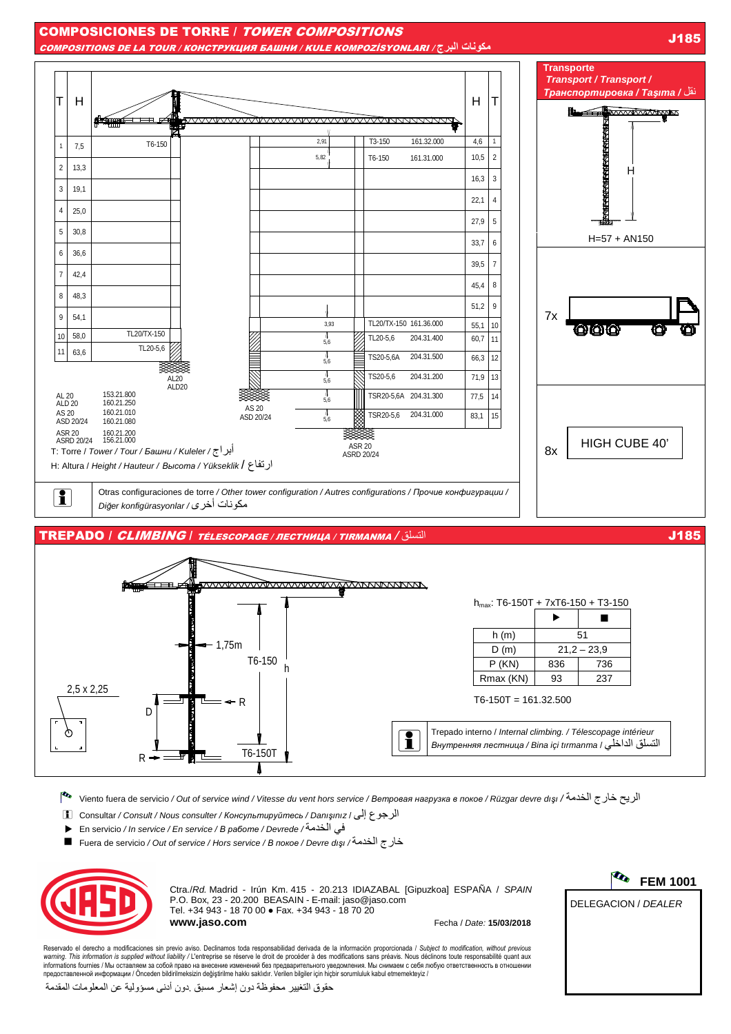# COMPOSICIONES DE TORRE / *TOWER COMPOSITIONS*

*COMPOSITIONS DE LA TOUR / КОНСТРУКЦИЯ БАШНИ / KULE KOMPOZİSYONLARI / مكونات البرج*

J185

| T | H | | | | H | T |
|---|---|---|---|---|---|---|
| 1 | 7,5 | T6-150 | 2,91 | T3-150 161.32.000 | 4,6 | 1 |
| | | | 5,82 | T6-150 161.31.000 | 10,5 | 2 |
| 2 | 13,3 | | | | 16,3 | 3 |
| 3 | 19,1 | | | | 22,1 | 4 |
| 4 | 25,0 | | | | 27,9 | 5 |
| 5 | 30,8 | | | | 33,7 | 6 |
| 6 | 36,6 | | | | 39,5 | 7 |
| 7 | 42,4 | | | | 45,4 | 8 |
| 8 | 48,3 | | | | 51,2 | 9 |
| 9 | 54,1 | | 3,93 | TL20/TX-150 161.36.000 | 55,1 | 10 |
| 10 | 58,0 | TL20/TX-150 | 5,6 | TL20-5,6 204.31.400 | 60,7 | 11 |
| 11 | 63,6 | TL20-5,6 | 5,6 | TS20-5,6A 204.31.500 | 66,3 | 12 |
| | | AL20 / ALD20 | 5,6 | TS20-5,6 204.31.200 | 71,9 | 13 |
| | | | 5,6 | TSR20-5,6A 204.31.300 | 77,5 | 14 |
| | | AS 20 / ASD 20/24 | 5,6 | TSR20-5,6 204.31.000 | 83,1 | 15 |
| | | | | ASR 20 / ASRD 20/24 | | |

| | |
|---|---|
| AL 20 | 153.21.800 |
| ALD 20 | 160.21.250 |
| AS 20 | 160.21.010 |
| ASD 20/24 | 160.21.080 |
| ASR 20 | 160.21.200 |
| ASRD 20/24 | 156.21.000 |

T: Torre / *Tower / Tour / Башни / Kuleler* / أبراج

H: Altura / *Height / Hauteur / Высота / Yükseklik* / ارتفاع

Otras configuraciones de torre / *Other tower configuration / Autres configurations / Прочие конфигурации / Diğer konfigürasyonlar* / مكونات أخرى

## Transporte

*Transport / Transport / Транспортировка / Taşıma* / نقل

H

H=57 + AN150

7x

8x HIGH CUBE 40'

# TREPADO / *CLIMBING* / *TÉLESCOPAGE / ЛЕСТНИЦА / TIRMANMA* / التسلق

J185

1,75m

T6-150

h

2,5 x 2,25

D

R

R

T6-150T

$h_{max}$: T6-150T + 7xT6-150 + T3-150

| | ▶ | ■ |
|---|---|---|
| h (m) | 51 | |
| D (m) | 21,2 – 23,9 | |
| P (KN) | 836 | 736 |
| Rmax (KN) | 93 | 237 |

T6-150T = 161.32.500

Trepado interno / *Internal climbing. / Télescopage intérieur / Внутренняя лестница / Bina içi tırmanma* / التسلق الداخلي

Viento fuera de servicio / *Out of service wind / Vitesse du vent hors service / Ветровая нагрузка в покое / Rüzgar devre dışı* / الريح خارج الخدمة

Consultar / *Consult / Nous consulter / Консультируйтесь / Danışınız* / الرجوع إلى

▶ En servicio / *In service / En service / В работе / Devrede* / في الخدمة

■ Fuera de servicio / *Out of service / Hors service / В покое / Devre dışı* / خارج الخدمة

Ctra./*Rd.* Madrid - Irún Km. 415 - 20.213 IDIAZABAL [Gipuzkoa] ESPAÑA / *SPAIN*
P.O. Box, 23 - 20.200 BEASAIN - E-mail: jaso@jaso.com
Tel. +34 943 - 18 70 00 ● Fax. +34 943 - 18 70 20
**www.jaso.com**

Fecha / *Date:* **15/03/2018**

**FEM 1001**

DELEGACION / *DEALER*

Reservado el derecho a modificaciones sin previo aviso. Declinamos toda responsabilidad derivada de la información proporcionada / *Subject to modification, without previous warning. This information is supplied without liability* / L'entreprise se réserve le droit de procéder à des modifications sans préavis. Nous déclinons toute responsabilité quant aux informations fournies / Мы оставляем за собой право на внесение изменений без предварительного уведомления. Мы снимаем с себя любую ответственность в отношении предоставленной информации / Önceden bildirilmeksizin değiştirilme hakkı saklıdır. Verilen bilgiler için hiçbir sorumluluk kabul etmemekteyiz /

حقوق التغيير محفوظة دون إشعار مسبق .دون أدنى مسؤولية عن المعلومات المقدمة